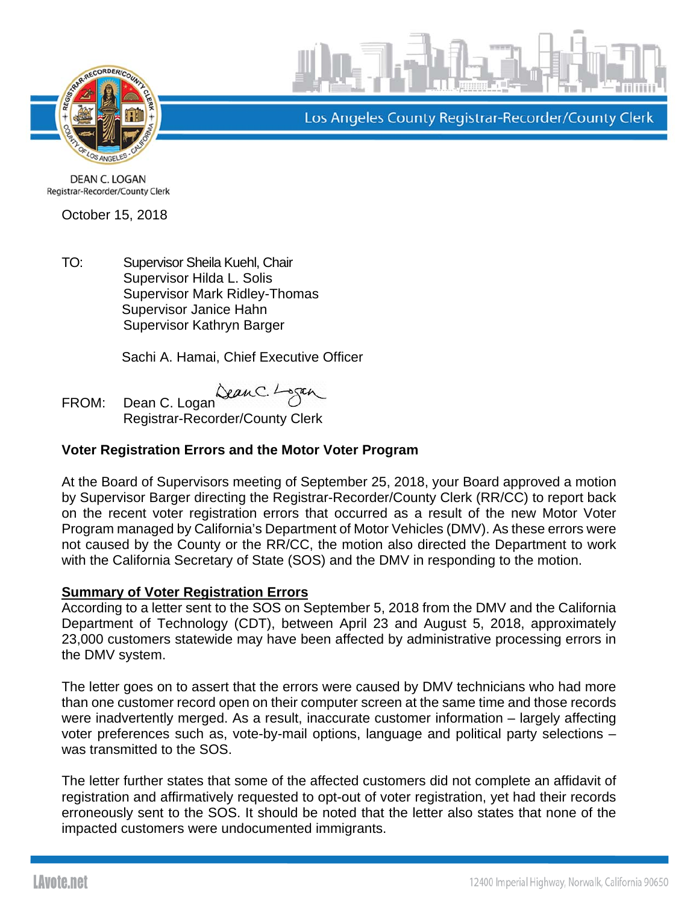Los Angeles County Registrar-Recorder/County Clerk

DEAN C. LOGAN
Registrar-Recorder/County Clerk

October 15, 2018

TO: Supervisor Sheila Kuehl, Chair
Supervisor Hilda L. Solis
Supervisor Mark Ridley-Thomas
Supervisor Janice Hahn
Supervisor Kathryn Barger

Sachi A. Hamai, Chief Executive Officer

FROM: Dean C. Logan
Registrar-Recorder/County Clerk

**Voter Registration Errors and the Motor Voter Program**

At the Board of Supervisors meeting of September 25, 2018, your Board approved a motion by Supervisor Barger directing the Registrar-Recorder/County Clerk (RR/CC) to report back on the recent voter registration errors that occurred as a result of the new Motor Voter Program managed by California's Department of Motor Vehicles (DMV). As these errors were not caused by the County or the RR/CC, the motion also directed the Department to work with the California Secretary of State (SOS) and the DMV in responding to the motion.

**Summary of Voter Registration Errors**

According to a letter sent to the SOS on September 5, 2018 from the DMV and the California Department of Technology (CDT), between April 23 and August 5, 2018, approximately 23,000 customers statewide may have been affected by administrative processing errors in the DMV system.

The letter goes on to assert that the errors were caused by DMV technicians who had more than one customer record open on their computer screen at the same time and those records were inadvertently merged. As a result, inaccurate customer information – largely affecting voter preferences such as, vote-by-mail options, language and political party selections – was transmitted to the SOS.

The letter further states that some of the affected customers did not complete an affidavit of registration and affirmatively requested to opt-out of voter registration, yet had their records erroneously sent to the SOS. It should be noted that the letter also states that none of the impacted customers were undocumented immigrants.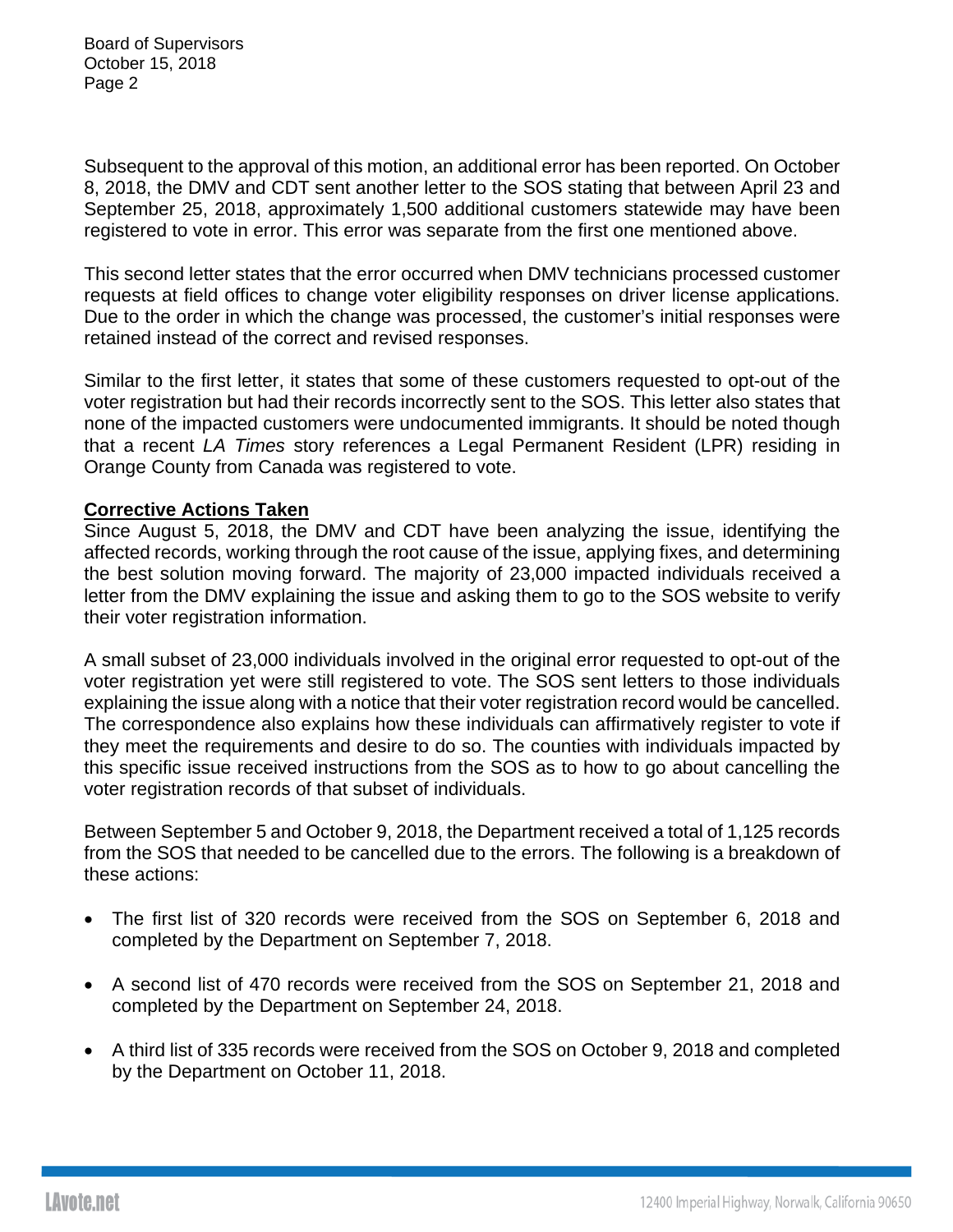Subsequent to the approval of this motion, an additional error has been reported. On October 8, 2018, the DMV and CDT sent another letter to the SOS stating that between April 23 and September 25, 2018, approximately 1,500 additional customers statewide may have been registered to vote in error. This error was separate from the first one mentioned above.

This second letter states that the error occurred when DMV technicians processed customer requests at field offices to change voter eligibility responses on driver license applications. Due to the order in which the change was processed, the customer's initial responses were retained instead of the correct and revised responses.

Similar to the first letter, it states that some of these customers requested to opt-out of the voter registration but had their records incorrectly sent to the SOS. This letter also states that none of the impacted customers were undocumented immigrants. It should be noted though that a recent *LA Times* story references a Legal Permanent Resident (LPR) residing in Orange County from Canada was registered to vote.

**Corrective Actions Taken**

Since August 5, 2018, the DMV and CDT have been analyzing the issue, identifying the affected records, working through the root cause of the issue, applying fixes, and determining the best solution moving forward. The majority of 23,000 impacted individuals received a letter from the DMV explaining the issue and asking them to go to the SOS website to verify their voter registration information.

A small subset of 23,000 individuals involved in the original error requested to opt-out of the voter registration yet were still registered to vote. The SOS sent letters to those individuals explaining the issue along with a notice that their voter registration record would be cancelled. The correspondence also explains how these individuals can affirmatively register to vote if they meet the requirements and desire to do so. The counties with individuals impacted by this specific issue received instructions from the SOS as to how to go about cancelling the voter registration records of that subset of individuals.

Between September 5 and October 9, 2018, the Department received a total of 1,125 records from the SOS that needed to be cancelled due to the errors. The following is a breakdown of these actions:

- The first list of 320 records were received from the SOS on September 6, 2018 and completed by the Department on September 7, 2018.
- A second list of 470 records were received from the SOS on September 21, 2018 and completed by the Department on September 24, 2018.
- A third list of 335 records were received from the SOS on October 9, 2018 and completed by the Department on October 11, 2018.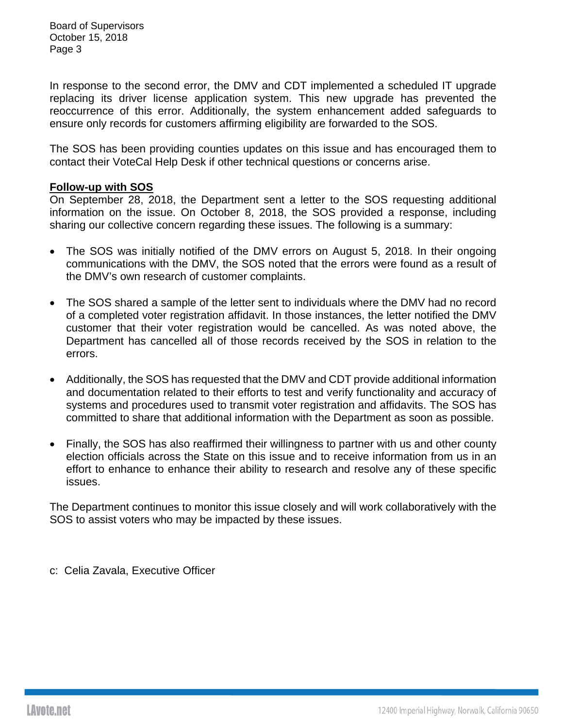In response to the second error, the DMV and CDT implemented a scheduled IT upgrade replacing its driver license application system. This new upgrade has prevented the reoccurrence of this error. Additionally, the system enhancement added safeguards to ensure only records for customers affirming eligibility are forwarded to the SOS.

The SOS has been providing counties updates on this issue and has encouraged them to contact their VoteCal Help Desk if other technical questions or concerns arise.

**Follow-up with SOS**

On September 28, 2018, the Department sent a letter to the SOS requesting additional information on the issue. On October 8, 2018, the SOS provided a response, including sharing our collective concern regarding these issues. The following is a summary:

- The SOS was initially notified of the DMV errors on August 5, 2018. In their ongoing communications with the DMV, the SOS noted that the errors were found as a result of the DMV's own research of customer complaints.

- The SOS shared a sample of the letter sent to individuals where the DMV had no record of a completed voter registration affidavit. In those instances, the letter notified the DMV customer that their voter registration would be cancelled. As was noted above, the Department has cancelled all of those records received by the SOS in relation to the errors.

- Additionally, the SOS has requested that the DMV and CDT provide additional information and documentation related to their efforts to test and verify functionality and accuracy of systems and procedures used to transmit voter registration and affidavits. The SOS has committed to share that additional information with the Department as soon as possible.

- Finally, the SOS has also reaffirmed their willingness to partner with us and other county election officials across the State on this issue and to receive information from us in an effort to enhance to enhance their ability to research and resolve any of these specific issues.

The Department continues to monitor this issue closely and will work collaboratively with the SOS to assist voters who may be impacted by these issues.

c: Celia Zavala, Executive Officer